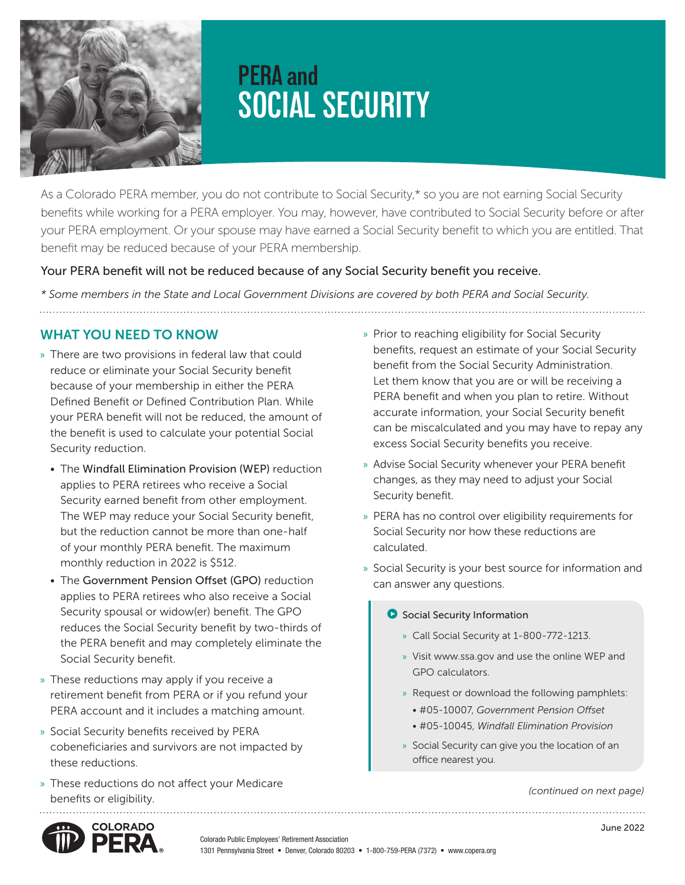# PERA and SOCIAL SECURITY

As a Colorado PERA member, you do not contribute to Social Security,* so you are not earning Social Security benefits while working for a PERA employer. You may, however, have contributed to Social Security before or after your PERA employment. Or your spouse may have earned a Social Security benefit to which you are entitled. That benefit may be reduced because of your PERA membership.

Your PERA benefit will not be reduced because of any Social Security benefit you receive.

*\* Some members in the State and Local Government Divisions are covered by both PERA and Social Security.*

## WHAT YOU NEED TO KNOW

- There are two provisions in federal law that could reduce or eliminate your Social Security benefit because of your membership in either the PERA Defined Benefit or Defined Contribution Plan. While your PERA benefit will not be reduced, the amount of the benefit is used to calculate your potential Social Security reduction.
  - The Windfall Elimination Provision (WEP) reduction applies to PERA retirees who receive a Social Security earned benefit from other employment. The WEP may reduce your Social Security benefit, but the reduction cannot be more than one-half of your monthly PERA benefit. The maximum monthly reduction in 2022 is $512.
  - The Government Pension Offset (GPO) reduction applies to PERA retirees who also receive a Social Security spousal or widow(er) benefit. The GPO reduces the Social Security benefit by two-thirds of the PERA benefit and may completely eliminate the Social Security benefit.
- These reductions may apply if you receive a retirement benefit from PERA or if you refund your PERA account and it includes a matching amount.
- Social Security benefits received by PERA cobeneficiaries and survivors are not impacted by these reductions.
- These reductions do not affect your Medicare benefits or eligibility.
- Prior to reaching eligibility for Social Security benefits, request an estimate of your Social Security benefit from the Social Security Administration. Let them know that you are or will be receiving a PERA benefit and when you plan to retire. Without accurate information, your Social Security benefit can be miscalculated and you may have to repay any excess Social Security benefits you receive.
- Advise Social Security whenever your PERA benefit changes, as they may need to adjust your Social Security benefit.
- PERA has no control over eligibility requirements for Social Security nor how these reductions are calculated.
- Social Security is your best source for information and can answer any questions.

### Social Security Information

- Call Social Security at 1-800-772-1213.
- Visit www.ssa.gov and use the online WEP and GPO calculators.
- Request or download the following pamphlets:
  - #05-10007, *Government Pension Offset*
  - #05-10045, *Windfall Elimination Provision*
- Social Security can give you the location of an office nearest you.

*(continued on next page)*

June 2022

Colorado Public Employees' Retirement Association
1301 Pennsylvania Street • Denver, Colorado 80203 • 1-800-759-PERA (7372) • www.copera.org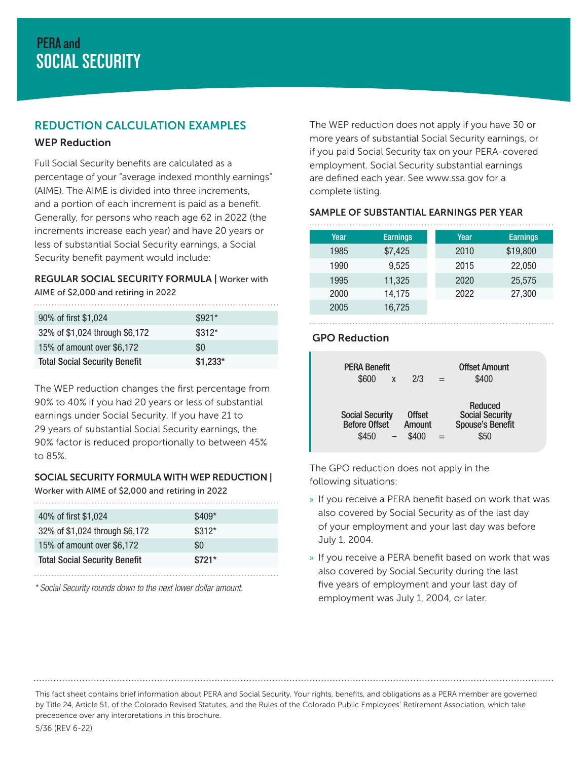# PERA and SOCIAL SECURITY

## REDUCTION CALCULATION EXAMPLES

### WEP Reduction

Full Social Security benefits are calculated as a percentage of your "average indexed monthly earnings" (AIME). The AIME is divided into three increments, and a portion of each increment is paid as a benefit. Generally, for persons who reach age 62 in 2022 (the increments increase each year) and have 20 years or less of substantial Social Security earnings, a Social Security benefit payment would include:

**REGULAR SOCIAL SECURITY FORMULA |** Worker with AIME of $2,000 and retiring in 2022

| | |
|---|---|
| 90% of first $1,024 | $921* |
| 32% of $1,024 through $6,172 | $312* |
| 15% of amount over $6,172 | $0 |
| **Total Social Security Benefit** | **$1,233*** |

The WEP reduction changes the first percentage from 90% to 40% if you had 20 years or less of substantial earnings under Social Security. If you have 21 to 29 years of substantial Social Security earnings, the 90% factor is reduced proportionally to between 45% to 85%.

**SOCIAL SECURITY FORMULA WITH WEP REDUCTION |** Worker with AIME of $2,000 and retiring in 2022

| | |
|---|---|
| 40% of first $1,024 | $409* |
| 32% of $1,024 through $6,172 | $312* |
| 15% of amount over $6,172 | $0 |
| **Total Social Security Benefit** | **$721*** |

*\* Social Security rounds down to the next lower dollar amount.*

The WEP reduction does not apply if you have 30 or more years of substantial Social Security earnings, or if you paid Social Security tax on your PERA-covered employment. Social Security substantial earnings are defined each year. See www.ssa.gov for a complete listing.

**SAMPLE OF SUBSTANTIAL EARNINGS PER YEAR**

| Year | Earnings | Year | Earnings |
|---|---|---|---|
| 1985 | $7,425 | 2010 | $19,800 |
| 1990 | 9,525 | 2015 | 22,050 |
| 1995 | 11,325 | 2020 | 25,575 |
| 2000 | 14,175 | 2022 | 27,300 |
| 2005 | 16,725 | | |

### GPO Reduction

PERA Benefit $600 x 2/3 = Offset Amount $400

Social Security Before Offset $450 − Offset Amount $400 = Reduced Social Security Spouse's Benefit $50

The GPO reduction does not apply in the following situations:

- If you receive a PERA benefit based on work that was also covered by Social Security as of the last day of your employment and your last day was before July 1, 2004.
- If you receive a PERA benefit based on work that was also covered by Social Security during the last five years of employment and your last day of employment was July 1, 2004, or later.

This fact sheet contains brief information about PERA and Social Security. Your rights, benefits, and obligations as a PERA member are governed by Title 24, Article 51, of the Colorado Revised Statutes, and the Rules of the Colorado Public Employees' Retirement Association, which take precedence over any interpretations in this brochure.

5/36 (REV 6-22)